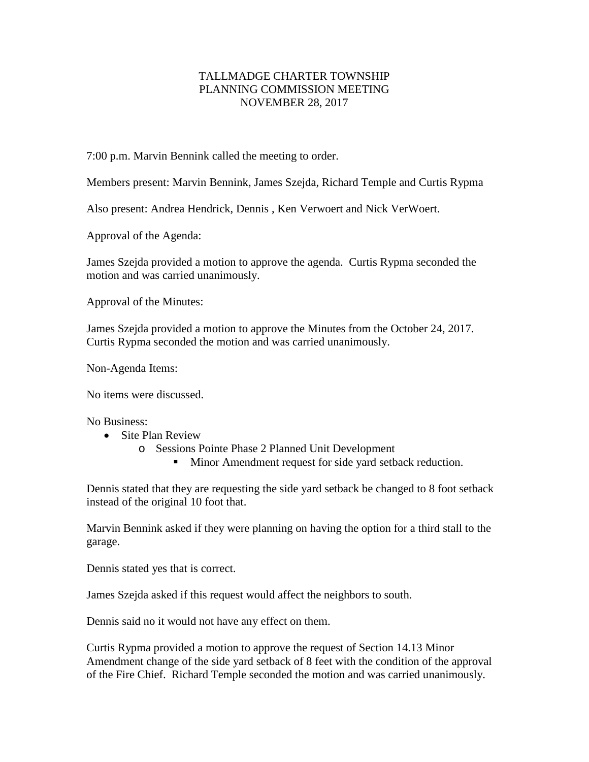# TALLMADGE CHARTER TOWNSHIP
# PLANNING COMMISSION MEETING
# NOVEMBER 28, 2017

7:00 p.m. Marvin Bennink called the meeting to order.

Members present: Marvin Bennink, James Szejda, Richard Temple and Curtis Rypma

Also present: Andrea Hendrick, Dennis , Ken Verwoert and Nick VerWoert.

Approval of the Agenda:

James Szejda provided a motion to approve the agenda. Curtis Rypma seconded the motion and was carried unanimously.

Approval of the Minutes:

James Szejda provided a motion to approve the Minutes from the October 24, 2017. Curtis Rypma seconded the motion and was carried unanimously.

Non-Agenda Items:

No items were discussed.

No Business:

- Site Plan Review
  - Sessions Pointe Phase 2 Planned Unit Development
    - Minor Amendment request for side yard setback reduction.

Dennis stated that they are requesting the side yard setback be changed to 8 foot setback instead of the original 10 foot that.

Marvin Bennink asked if they were planning on having the option for a third stall to the garage.

Dennis stated yes that is correct.

James Szejda asked if this request would affect the neighbors to south.

Dennis said no it would not have any effect on them.

Curtis Rypma provided a motion to approve the request of Section 14.13 Minor Amendment change of the side yard setback of 8 feet with the condition of the approval of the Fire Chief. Richard Temple seconded the motion and was carried unanimously.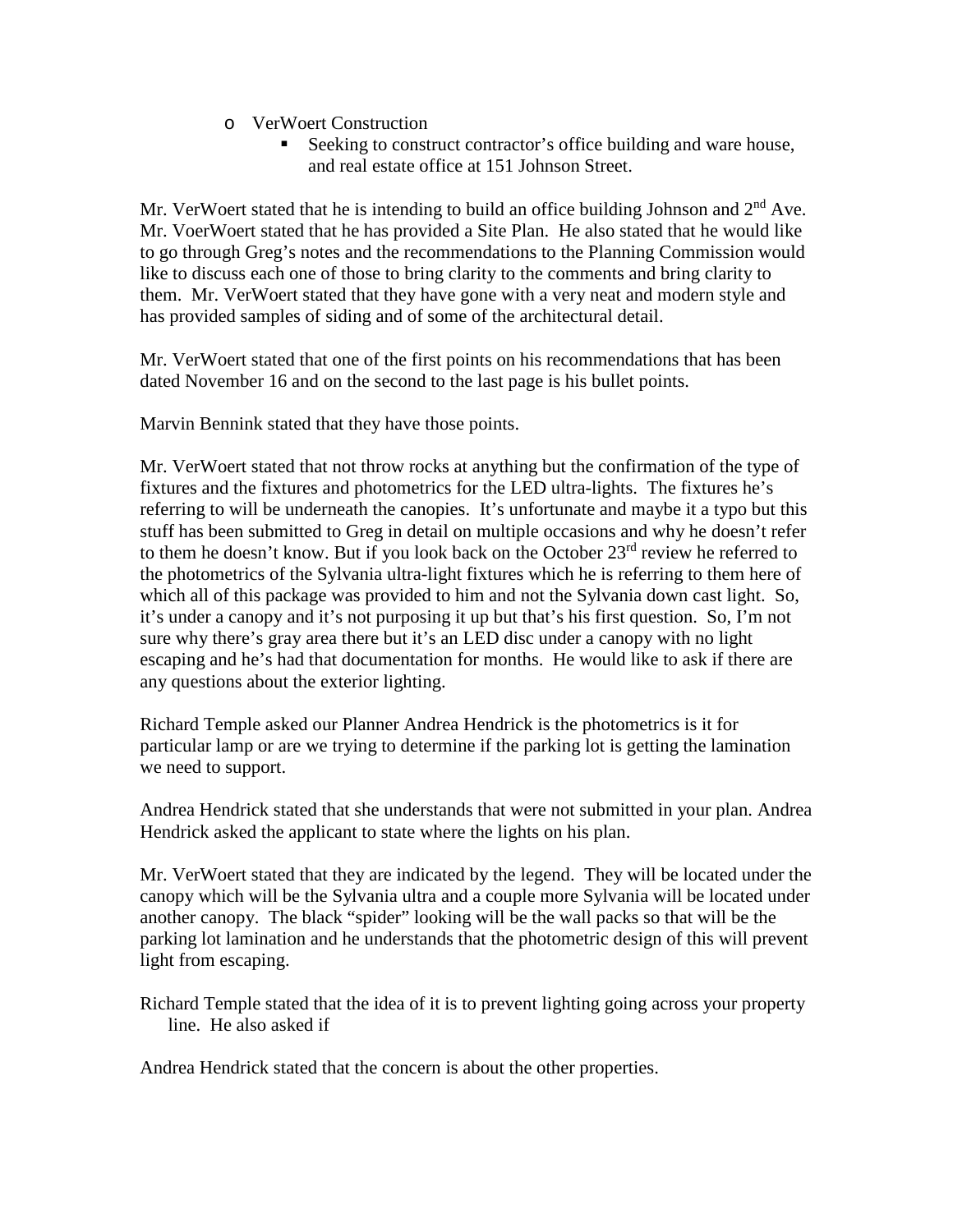- VerWoert Construction
  - Seeking to construct contractor's office building and ware house, and real estate office at 151 Johnson Street.

Mr. VerWoert stated that he is intending to build an office building Johnson and 2nd Ave. Mr. VoerWoert stated that he has provided a Site Plan. He also stated that he would like to go through Greg's notes and the recommendations to the Planning Commission would like to discuss each one of those to bring clarity to the comments and bring clarity to them. Mr. VerWoert stated that they have gone with a very neat and modern style and has provided samples of siding and of some of the architectural detail.

Mr. VerWoert stated that one of the first points on his recommendations that has been dated November 16 and on the second to the last page is his bullet points.

Marvin Bennink stated that they have those points.

Mr. VerWoert stated that not throw rocks at anything but the confirmation of the type of fixtures and the fixtures and photometrics for the LED ultra-lights. The fixtures he's referring to will be underneath the canopies. It's unfortunate and maybe it a typo but this stuff has been submitted to Greg in detail on multiple occasions and why he doesn't refer to them he doesn't know. But if you look back on the October 23rd review he referred to the photometrics of the Sylvania ultra-light fixtures which he is referring to them here of which all of this package was provided to him and not the Sylvania down cast light. So, it's under a canopy and it's not purposing it up but that's his first question. So, I'm not sure why there's gray area there but it's an LED disc under a canopy with no light escaping and he's had that documentation for months. He would like to ask if there are any questions about the exterior lighting.

Richard Temple asked our Planner Andrea Hendrick is the photometrics is it for particular lamp or are we trying to determine if the parking lot is getting the lamination we need to support.

Andrea Hendrick stated that she understands that were not submitted in your plan. Andrea Hendrick asked the applicant to state where the lights on his plan.

Mr. VerWoert stated that they are indicated by the legend. They will be located under the canopy which will be the Sylvania ultra and a couple more Sylvania will be located under another canopy. The black "spider" looking will be the wall packs so that will be the parking lot lamination and he understands that the photometric design of this will prevent light from escaping.

Richard Temple stated that the idea of it is to prevent lighting going across your property line. He also asked if

Andrea Hendrick stated that the concern is about the other properties.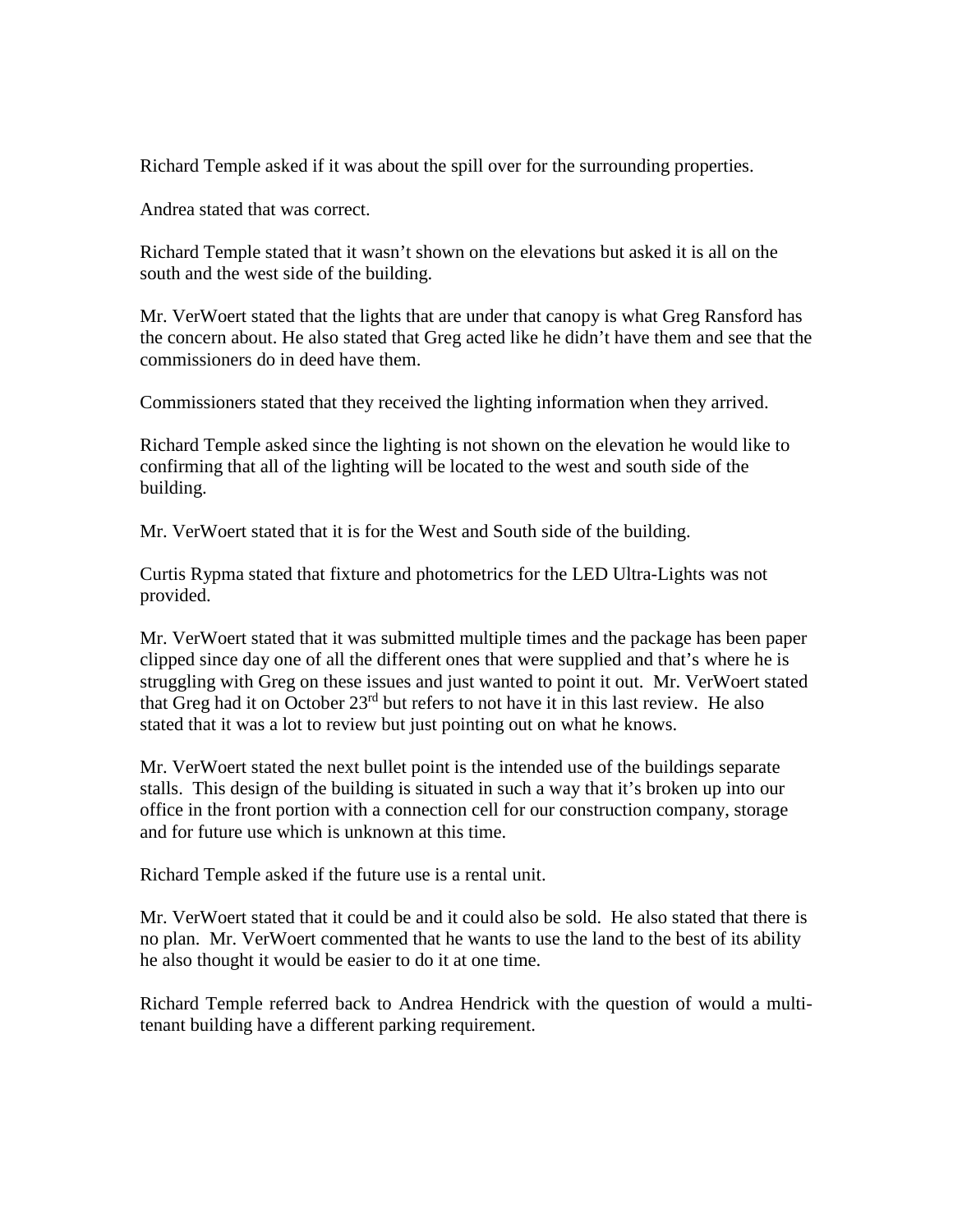Richard Temple asked if it was about the spill over for the surrounding properties.

Andrea stated that was correct.

Richard Temple stated that it wasn't shown on the elevations but asked it is all on the south and the west side of the building.

Mr. VerWoert stated that the lights that are under that canopy is what Greg Ransford has the concern about. He also stated that Greg acted like he didn't have them and see that the commissioners do in deed have them.

Commissioners stated that they received the lighting information when they arrived.

Richard Temple asked since the lighting is not shown on the elevation he would like to confirming that all of the lighting will be located to the west and south side of the building.

Mr. VerWoert stated that it is for the West and South side of the building.

Curtis Rypma stated that fixture and photometrics for the LED Ultra-Lights was not provided.

Mr. VerWoert stated that it was submitted multiple times and the package has been paper clipped since day one of all the different ones that were supplied and that's where he is struggling with Greg on these issues and just wanted to point it out. Mr. VerWoert stated that Greg had it on October 23rd but refers to not have it in this last review. He also stated that it was a lot to review but just pointing out on what he knows.

Mr. VerWoert stated the next bullet point is the intended use of the buildings separate stalls. This design of the building is situated in such a way that it's broken up into our office in the front portion with a connection cell for our construction company, storage and for future use which is unknown at this time.

Richard Temple asked if the future use is a rental unit.

Mr. VerWoert stated that it could be and it could also be sold. He also stated that there is no plan. Mr. VerWoert commented that he wants to use the land to the best of its ability he also thought it would be easier to do it at one time.

Richard Temple referred back to Andrea Hendrick with the question of would a multi-tenant building have a different parking requirement.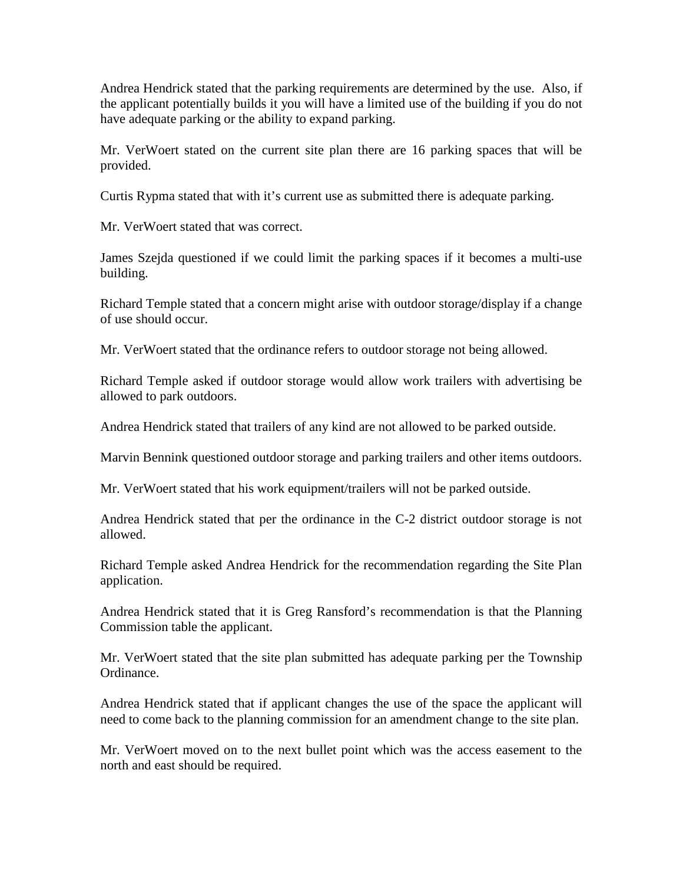Andrea Hendrick stated that the parking requirements are determined by the use. Also, if the applicant potentially builds it you will have a limited use of the building if you do not have adequate parking or the ability to expand parking.

Mr. VerWoert stated on the current site plan there are 16 parking spaces that will be provided.

Curtis Rypma stated that with it's current use as submitted there is adequate parking.

Mr. VerWoert stated that was correct.

James Szejda questioned if we could limit the parking spaces if it becomes a multi-use building.

Richard Temple stated that a concern might arise with outdoor storage/display if a change of use should occur.

Mr. VerWoert stated that the ordinance refers to outdoor storage not being allowed.

Richard Temple asked if outdoor storage would allow work trailers with advertising be allowed to park outdoors.

Andrea Hendrick stated that trailers of any kind are not allowed to be parked outside.

Marvin Bennink questioned outdoor storage and parking trailers and other items outdoors.

Mr. VerWoert stated that his work equipment/trailers will not be parked outside.

Andrea Hendrick stated that per the ordinance in the C-2 district outdoor storage is not allowed.

Richard Temple asked Andrea Hendrick for the recommendation regarding the Site Plan application.

Andrea Hendrick stated that it is Greg Ransford's recommendation is that the Planning Commission table the applicant.

Mr. VerWoert stated that the site plan submitted has adequate parking per the Township Ordinance.

Andrea Hendrick stated that if applicant changes the use of the space the applicant will need to come back to the planning commission for an amendment change to the site plan.

Mr. VerWoert moved on to the next bullet point which was the access easement to the north and east should be required.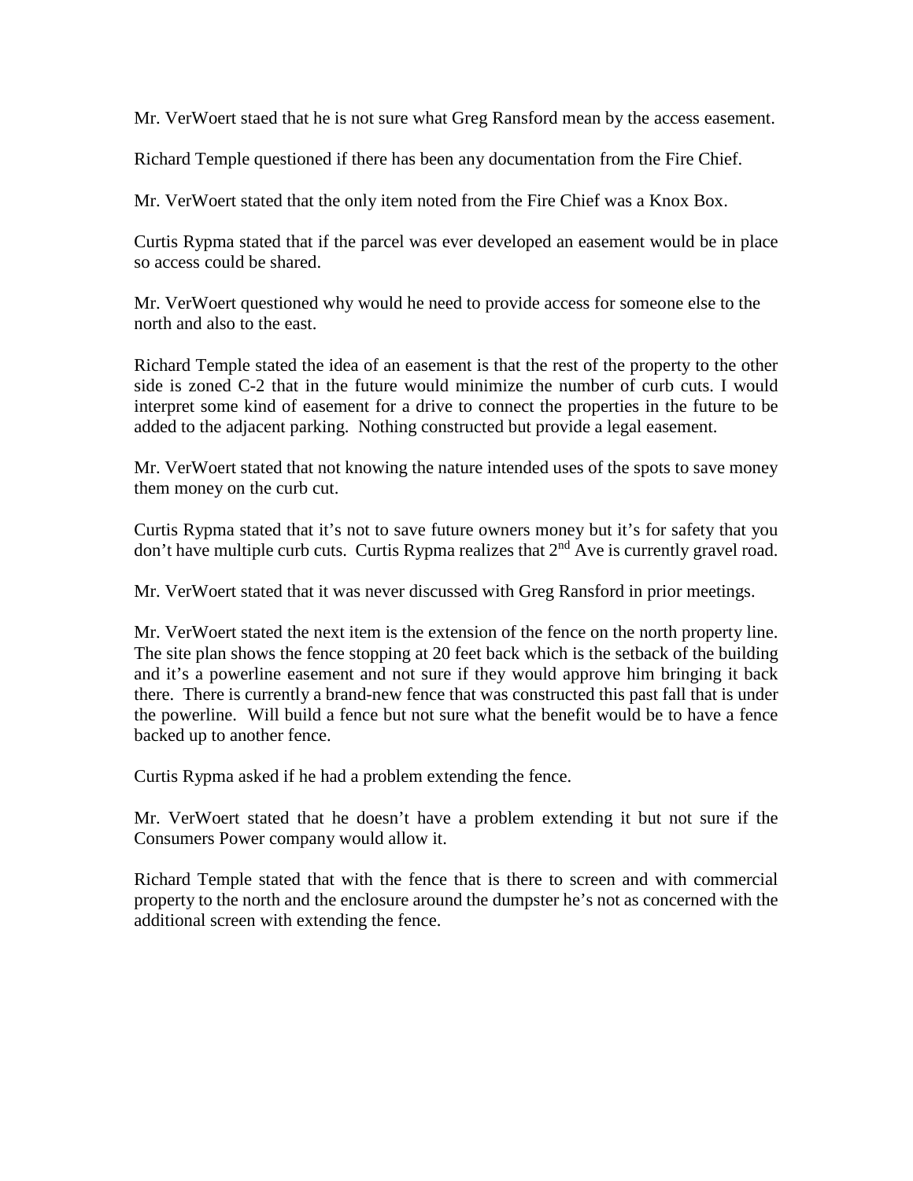Mr. VerWoert staed that he is not sure what Greg Ransford mean by the access easement.

Richard Temple questioned if there has been any documentation from the Fire Chief.

Mr. VerWoert stated that the only item noted from the Fire Chief was a Knox Box.

Curtis Rypma stated that if the parcel was ever developed an easement would be in place so access could be shared.

Mr. VerWoert questioned why would he need to provide access for someone else to the north and also to the east.

Richard Temple stated the idea of an easement is that the rest of the property to the other side is zoned C-2 that in the future would minimize the number of curb cuts. I would interpret some kind of easement for a drive to connect the properties in the future to be added to the adjacent parking. Nothing constructed but provide a legal easement.

Mr. VerWoert stated that not knowing the nature intended uses of the spots to save money them money on the curb cut.

Curtis Rypma stated that it's not to save future owners money but it's for safety that you don't have multiple curb cuts. Curtis Rypma realizes that 2nd Ave is currently gravel road.

Mr. VerWoert stated that it was never discussed with Greg Ransford in prior meetings.

Mr. VerWoert stated the next item is the extension of the fence on the north property line. The site plan shows the fence stopping at 20 feet back which is the setback of the building and it's a powerline easement and not sure if they would approve him bringing it back there. There is currently a brand-new fence that was constructed this past fall that is under the powerline. Will build a fence but not sure what the benefit would be to have a fence backed up to another fence.

Curtis Rypma asked if he had a problem extending the fence.

Mr. VerWoert stated that he doesn't have a problem extending it but not sure if the Consumers Power company would allow it.

Richard Temple stated that with the fence that is there to screen and with commercial property to the north and the enclosure around the dumpster he's not as concerned with the additional screen with extending the fence.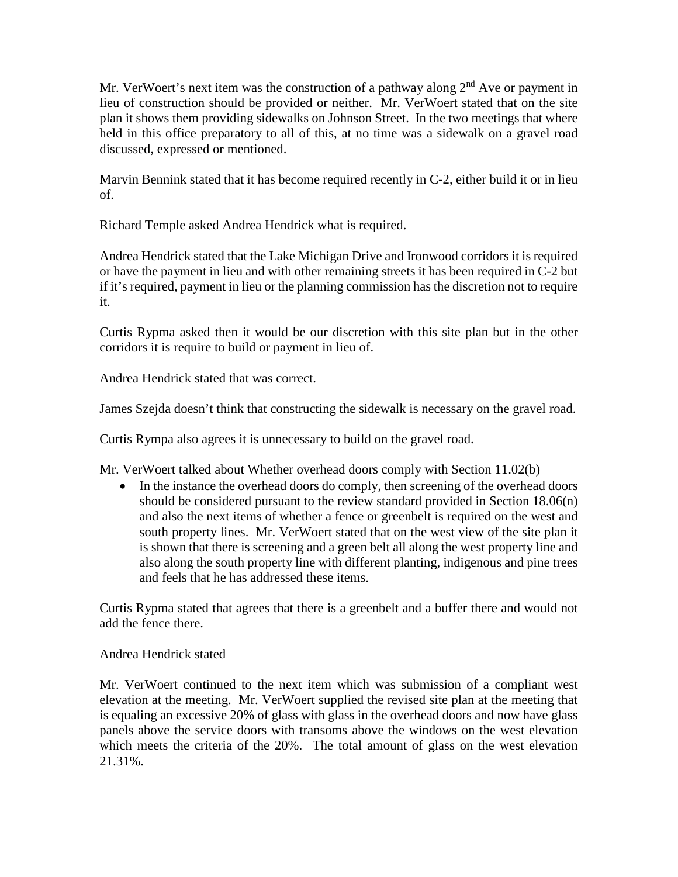Mr. VerWoert's next item was the construction of a pathway along 2nd Ave or payment in lieu of construction should be provided or neither. Mr. VerWoert stated that on the site plan it shows them providing sidewalks on Johnson Street. In the two meetings that where held in this office preparatory to all of this, at no time was a sidewalk on a gravel road discussed, expressed or mentioned.

Marvin Bennink stated that it has become required recently in C-2, either build it or in lieu of.

Richard Temple asked Andrea Hendrick what is required.

Andrea Hendrick stated that the Lake Michigan Drive and Ironwood corridors it is required or have the payment in lieu and with other remaining streets it has been required in C-2 but if it's required, payment in lieu or the planning commission has the discretion not to require it.

Curtis Rypma asked then it would be our discretion with this site plan but in the other corridors it is require to build or payment in lieu of.

Andrea Hendrick stated that was correct.

James Szejda doesn't think that constructing the sidewalk is necessary on the gravel road.

Curtis Rympa also agrees it is unnecessary to build on the gravel road.

Mr. VerWoert talked about Whether overhead doors comply with Section 11.02(b)

- In the instance the overhead doors do comply, then screening of the overhead doors should be considered pursuant to the review standard provided in Section 18.06(n) and also the next items of whether a fence or greenbelt is required on the west and south property lines. Mr. VerWoert stated that on the west view of the site plan it is shown that there is screening and a green belt all along the west property line and also along the south property line with different planting, indigenous and pine trees and feels that he has addressed these items.

Curtis Rypma stated that agrees that there is a greenbelt and a buffer there and would not add the fence there.

Andrea Hendrick stated

Mr. VerWoert continued to the next item which was submission of a compliant west elevation at the meeting. Mr. VerWoert supplied the revised site plan at the meeting that is equaling an excessive 20% of glass with glass in the overhead doors and now have glass panels above the service doors with transoms above the windows on the west elevation which meets the criteria of the 20%. The total amount of glass on the west elevation 21.31%.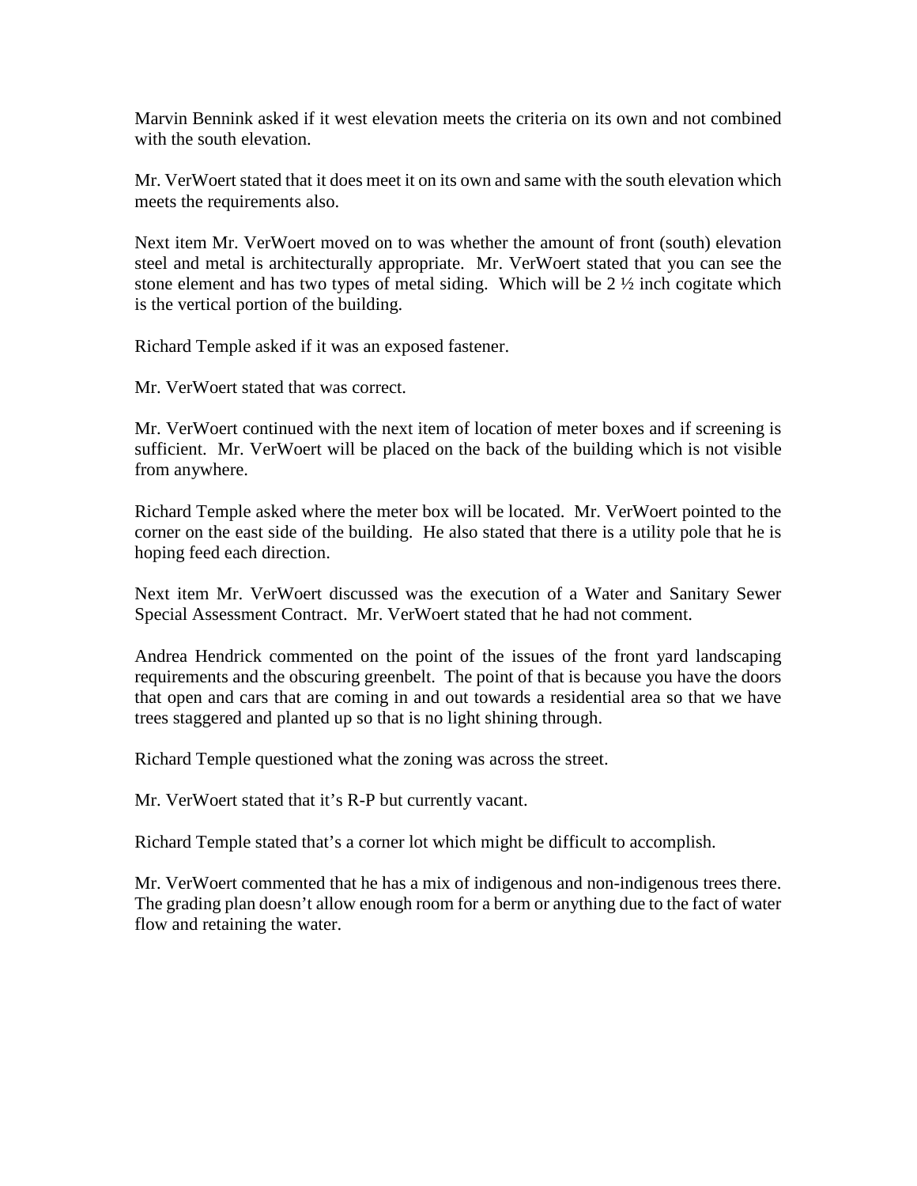Marvin Bennink asked if it west elevation meets the criteria on its own and not combined with the south elevation.

Mr. VerWoert stated that it does meet it on its own and same with the south elevation which meets the requirements also.

Next item Mr. VerWoert moved on to was whether the amount of front (south) elevation steel and metal is architecturally appropriate. Mr. VerWoert stated that you can see the stone element and has two types of metal siding. Which will be 2 ½ inch cogitate which is the vertical portion of the building.

Richard Temple asked if it was an exposed fastener.

Mr. VerWoert stated that was correct.

Mr. VerWoert continued with the next item of location of meter boxes and if screening is sufficient. Mr. VerWoert will be placed on the back of the building which is not visible from anywhere.

Richard Temple asked where the meter box will be located. Mr. VerWoert pointed to the corner on the east side of the building. He also stated that there is a utility pole that he is hoping feed each direction.

Next item Mr. VerWoert discussed was the execution of a Water and Sanitary Sewer Special Assessment Contract. Mr. VerWoert stated that he had not comment.

Andrea Hendrick commented on the point of the issues of the front yard landscaping requirements and the obscuring greenbelt. The point of that is because you have the doors that open and cars that are coming in and out towards a residential area so that we have trees staggered and planted up so that is no light shining through.

Richard Temple questioned what the zoning was across the street.

Mr. VerWoert stated that it's R-P but currently vacant.

Richard Temple stated that's a corner lot which might be difficult to accomplish.

Mr. VerWoert commented that he has a mix of indigenous and non-indigenous trees there. The grading plan doesn't allow enough room for a berm or anything due to the fact of water flow and retaining the water.